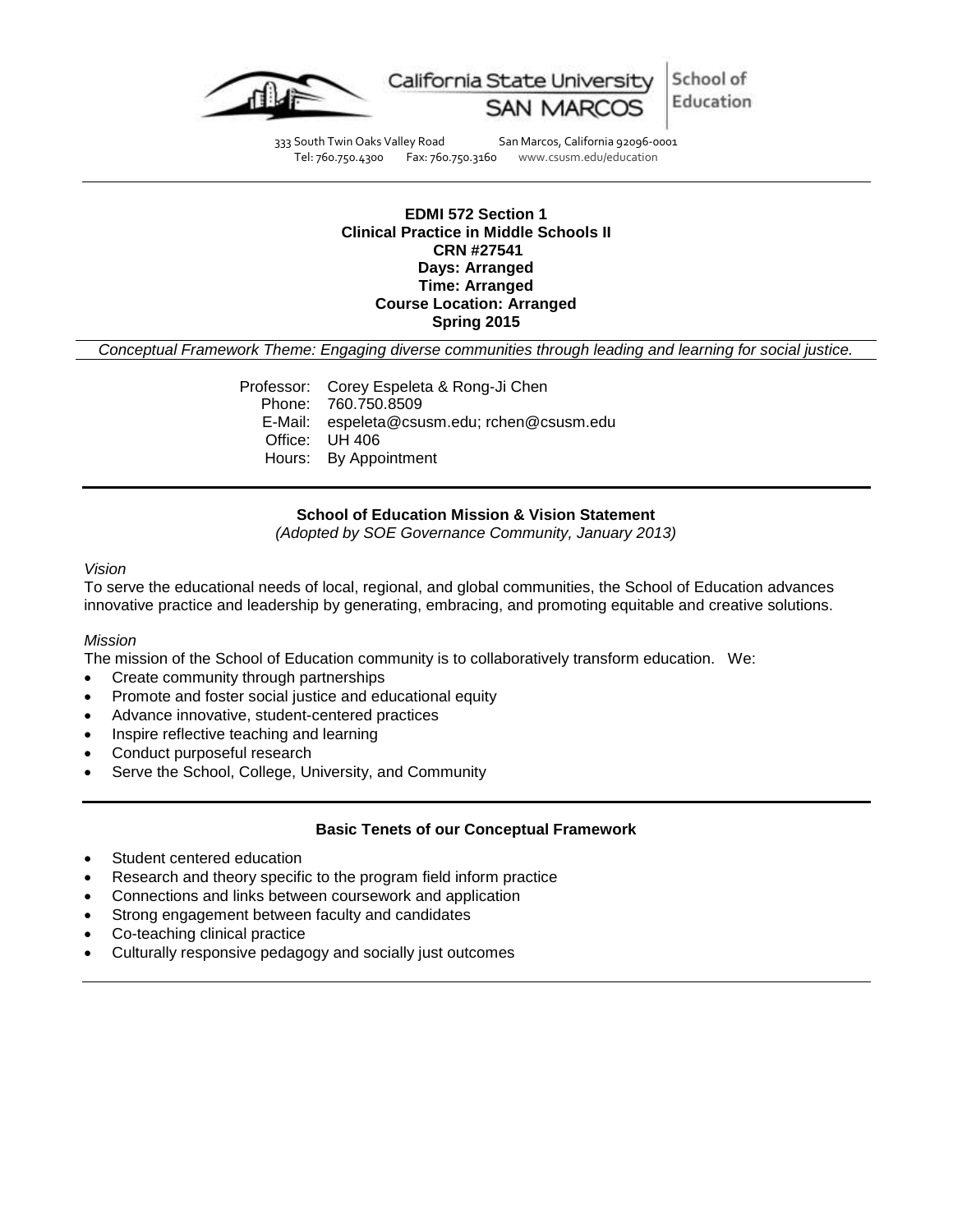California State University SAN MARCOS | School of Education

333 South Twin Oaks Valley Road    San Marcos, California 92096-0001
Tel: 760.750.4300    Fax: 760.750.3160    www.csusm.edu/education

**EDMI 572 Section 1**
**Clinical Practice in Middle Schools II**
**CRN #27541**
**Days: Arranged**
**Time: Arranged**
**Course Location: Arranged**
**Spring 2015**

*Conceptual Framework Theme: Engaging diverse communities through leading and learning for social justice.*

Professor: Corey Espeleta & Rong-Ji Chen
Phone: 760.750.8509
E-Mail: espeleta@csusm.edu; rchen@csusm.edu
Office: UH 406
Hours: By Appointment

## School of Education Mission & Vision Statement

*(Adopted by SOE Governance Community, January 2013)*

*Vision*

To serve the educational needs of local, regional, and global communities, the School of Education advances innovative practice and leadership by generating, embracing, and promoting equitable and creative solutions.

*Mission*

The mission of the School of Education community is to collaboratively transform education. We:

- Create community through partnerships
- Promote and foster social justice and educational equity
- Advance innovative, student-centered practices
- Inspire reflective teaching and learning
- Conduct purposeful research
- Serve the School, College, University, and Community

## Basic Tenets of our Conceptual Framework

- Student centered education
- Research and theory specific to the program field inform practice
- Connections and links between coursework and application
- Strong engagement between faculty and candidates
- Co-teaching clinical practice
- Culturally responsive pedagogy and socially just outcomes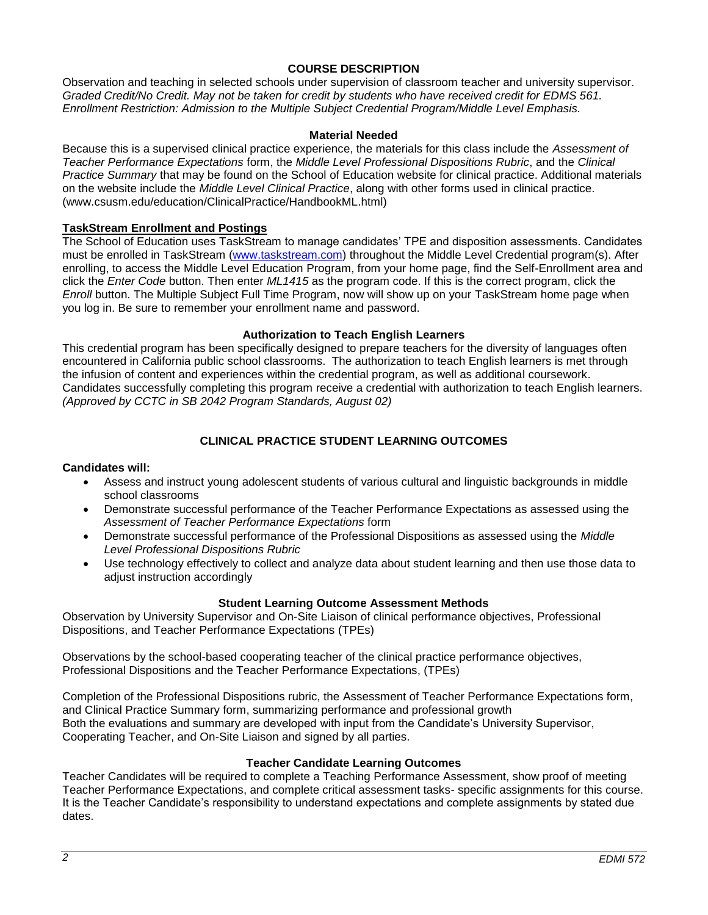## COURSE DESCRIPTION

Observation and teaching in selected schools under supervision of classroom teacher and university supervisor. *Graded Credit/No Credit. May not be taken for credit by students who have received credit for EDMS 561. Enrollment Restriction: Admission to the Multiple Subject Credential Program/Middle Level Emphasis.*

### Material Needed

Because this is a supervised clinical practice experience, the materials for this class include the *Assessment of Teacher Performance Expectations* form, the *Middle Level Professional Dispositions Rubric*, and the *Clinical Practice Summary* that may be found on the School of Education website for clinical practice. Additional materials on the website include the *Middle Level Clinical Practice*, along with other forms used in clinical practice. (www.csusm.edu/education/ClinicalPractice/HandbookML.html)

### TaskStream Enrollment and Postings

The School of Education uses TaskStream to manage candidates' TPE and disposition assessments. Candidates must be enrolled in TaskStream (www.taskstream.com) throughout the Middle Level Credential program(s). After enrolling, to access the Middle Level Education Program, from your home page, find the Self-Enrollment area and click the *Enter Code* button. Then enter *ML1415* as the program code. If this is the correct program, click the *Enroll* button. The Multiple Subject Full Time Program, now will show up on your TaskStream home page when you log in. Be sure to remember your enrollment name and password.

### Authorization to Teach English Learners

This credential program has been specifically designed to prepare teachers for the diversity of languages often encountered in California public school classrooms. The authorization to teach English learners is met through the infusion of content and experiences within the credential program, as well as additional coursework. Candidates successfully completing this program receive a credential with authorization to teach English learners. *(Approved by CCTC in SB 2042 Program Standards, August 02)*

## CLINICAL PRACTICE STUDENT LEARNING OUTCOMES

**Candidates will:**

- Assess and instruct young adolescent students of various cultural and linguistic backgrounds in middle school classrooms
- Demonstrate successful performance of the Teacher Performance Expectations as assessed using the *Assessment of Teacher Performance Expectations* form
- Demonstrate successful performance of the Professional Dispositions as assessed using the *Middle Level Professional Dispositions Rubric*
- Use technology effectively to collect and analyze data about student learning and then use those data to adjust instruction accordingly

### Student Learning Outcome Assessment Methods

Observation by University Supervisor and On-Site Liaison of clinical performance objectives, Professional Dispositions, and Teacher Performance Expectations (TPEs)

Observations by the school-based cooperating teacher of the clinical practice performance objectives, Professional Dispositions and the Teacher Performance Expectations, (TPEs)

Completion of the Professional Dispositions rubric, the Assessment of Teacher Performance Expectations form, and Clinical Practice Summary form, summarizing performance and professional growth
Both the evaluations and summary are developed with input from the Candidate's University Supervisor, Cooperating Teacher, and On-Site Liaison and signed by all parties.

### Teacher Candidate Learning Outcomes

Teacher Candidates will be required to complete a Teaching Performance Assessment, show proof of meeting Teacher Performance Expectations, and complete critical assessment tasks- specific assignments for this course. It is the Teacher Candidate's responsibility to understand expectations and complete assignments by stated due dates.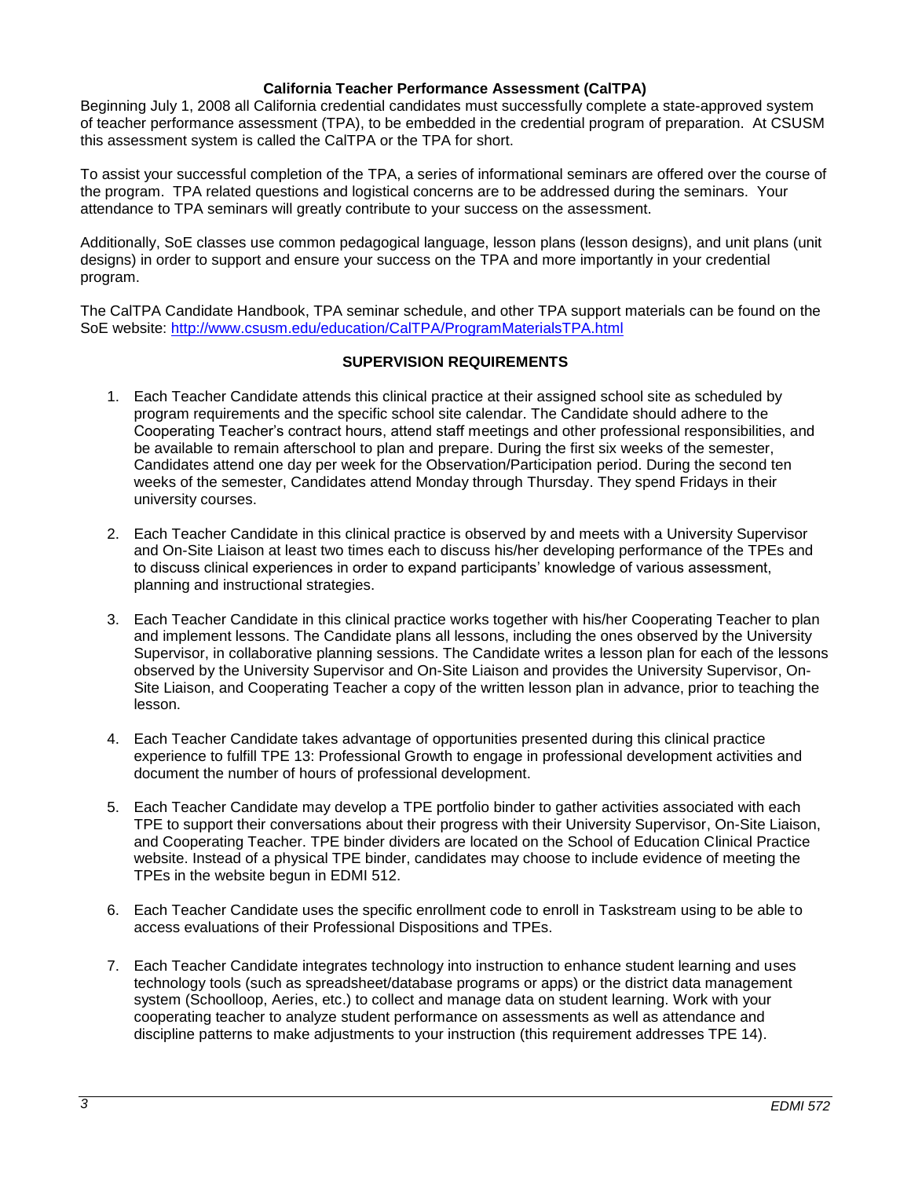## California Teacher Performance Assessment (CalTPA)

Beginning July 1, 2008 all California credential candidates must successfully complete a state-approved system of teacher performance assessment (TPA), to be embedded in the credential program of preparation. At CSUSM this assessment system is called the CalTPA or the TPA for short.

To assist your successful completion of the TPA, a series of informational seminars are offered over the course of the program. TPA related questions and logistical concerns are to be addressed during the seminars. Your attendance to TPA seminars will greatly contribute to your success on the assessment.

Additionally, SoE classes use common pedagogical language, lesson plans (lesson designs), and unit plans (unit designs) in order to support and ensure your success on the TPA and more importantly in your credential program.

The CalTPA Candidate Handbook, TPA seminar schedule, and other TPA support materials can be found on the SoE website: http://www.csusm.edu/education/CalTPA/ProgramMaterialsTPA.html

## SUPERVISION REQUIREMENTS

1. Each Teacher Candidate attends this clinical practice at their assigned school site as scheduled by program requirements and the specific school site calendar. The Candidate should adhere to the Cooperating Teacher's contract hours, attend staff meetings and other professional responsibilities, and be available to remain afterschool to plan and prepare. During the first six weeks of the semester, Candidates attend one day per week for the Observation/Participation period. During the second ten weeks of the semester, Candidates attend Monday through Thursday. They spend Fridays in their university courses.

2. Each Teacher Candidate in this clinical practice is observed by and meets with a University Supervisor and On-Site Liaison at least two times each to discuss his/her developing performance of the TPEs and to discuss clinical experiences in order to expand participants' knowledge of various assessment, planning and instructional strategies.

3. Each Teacher Candidate in this clinical practice works together with his/her Cooperating Teacher to plan and implement lessons. The Candidate plans all lessons, including the ones observed by the University Supervisor, in collaborative planning sessions. The Candidate writes a lesson plan for each of the lessons observed by the University Supervisor and On-Site Liaison and provides the University Supervisor, On-Site Liaison, and Cooperating Teacher a copy of the written lesson plan in advance, prior to teaching the lesson.

4. Each Teacher Candidate takes advantage of opportunities presented during this clinical practice experience to fulfill TPE 13: Professional Growth to engage in professional development activities and document the number of hours of professional development.

5. Each Teacher Candidate may develop a TPE portfolio binder to gather activities associated with each TPE to support their conversations about their progress with their University Supervisor, On-Site Liaison, and Cooperating Teacher. TPE binder dividers are located on the School of Education Clinical Practice website. Instead of a physical TPE binder, candidates may choose to include evidence of meeting the TPEs in the website begun in EDMI 512.

6. Each Teacher Candidate uses the specific enrollment code to enroll in Taskstream using to be able to access evaluations of their Professional Dispositions and TPEs.

7. Each Teacher Candidate integrates technology into instruction to enhance student learning and uses technology tools (such as spreadsheet/database programs or apps) or the district data management system (Schoolloop, Aeries, etc.) to collect and manage data on student learning. Work with your cooperating teacher to analyze student performance on assessments as well as attendance and discipline patterns to make adjustments to your instruction (this requirement addresses TPE 14).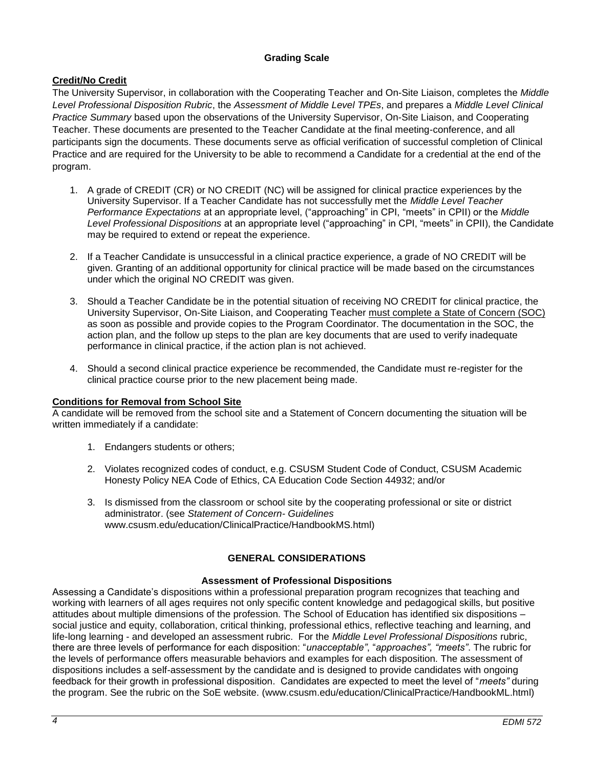## Grading Scale

**Credit/No Credit**

The University Supervisor, in collaboration with the Cooperating Teacher and On-Site Liaison, completes the *Middle Level Professional Disposition Rubric*, the *Assessment of Middle Level TPEs*, and prepares a *Middle Level Clinical Practice Summary* based upon the observations of the University Supervisor, On-Site Liaison, and Cooperating Teacher. These documents are presented to the Teacher Candidate at the final meeting-conference, and all participants sign the documents. These documents serve as official verification of successful completion of Clinical Practice and are required for the University to be able to recommend a Candidate for a credential at the end of the program.

1. A grade of CREDIT (CR) or NO CREDIT (NC) will be assigned for clinical practice experiences by the University Supervisor. If a Teacher Candidate has not successfully met the *Middle Level Teacher Performance Expectations* at an appropriate level, ("approaching" in CPI, "meets" in CPII) or the *Middle Level Professional Dispositions* at an appropriate level ("approaching" in CPI, "meets" in CPII), the Candidate may be required to extend or repeat the experience.
2. If a Teacher Candidate is unsuccessful in a clinical practice experience, a grade of NO CREDIT will be given. Granting of an additional opportunity for clinical practice will be made based on the circumstances under which the original NO CREDIT was given.
3. Should a Teacher Candidate be in the potential situation of receiving NO CREDIT for clinical practice, the University Supervisor, On-Site Liaison, and Cooperating Teacher must complete a State of Concern (SOC) as soon as possible and provide copies to the Program Coordinator. The documentation in the SOC, the action plan, and the follow up steps to the plan are key documents that are used to verify inadequate performance in clinical practice, if the action plan is not achieved.
4. Should a second clinical practice experience be recommended, the Candidate must re-register for the clinical practice course prior to the new placement being made.

**Conditions for Removal from School Site**

A candidate will be removed from the school site and a Statement of Concern documenting the situation will be written immediately if a candidate:

1. Endangers students or others;
2. Violates recognized codes of conduct, e.g. CSUSM Student Code of Conduct, CSUSM Academic Honesty Policy NEA Code of Ethics, CA Education Code Section 44932; and/or
3. Is dismissed from the classroom or school site by the cooperating professional or site or district administrator. (see *Statement of Concern- Guidelines* www.csusm.edu/education/ClinicalPractice/HandbookMS.html)

## GENERAL CONSIDERATIONS

### Assessment of Professional Dispositions

Assessing a Candidate's dispositions within a professional preparation program recognizes that teaching and working with learners of all ages requires not only specific content knowledge and pedagogical skills, but positive attitudes about multiple dimensions of the profession. The School of Education has identified six dispositions – social justice and equity, collaboration, critical thinking, professional ethics, reflective teaching and learning, and life-long learning - and developed an assessment rubric. For the *Middle Level Professional Dispositions* rubric, there are three levels of performance for each disposition: "*unacceptable*", "*approaches*", "*meets*". The rubric for the levels of performance offers measurable behaviors and examples for each disposition. The assessment of dispositions includes a self-assessment by the candidate and is designed to provide candidates with ongoing feedback for their growth in professional disposition. Candidates are expected to meet the level of "*meets*" during the program. See the rubric on the SoE website. (www.csusm.edu/education/ClinicalPractice/HandbookML.html)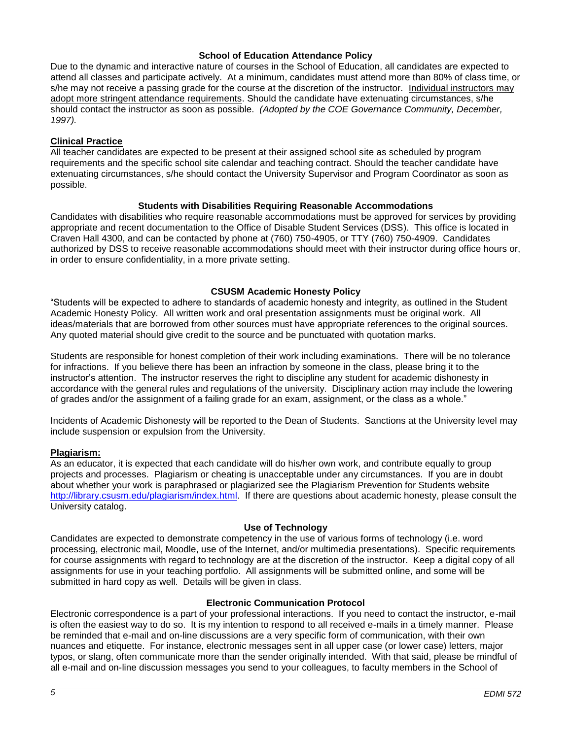### School of Education Attendance Policy

Due to the dynamic and interactive nature of courses in the School of Education, all candidates are expected to attend all classes and participate actively. At a minimum, candidates must attend more than 80% of class time, or s/he may not receive a passing grade for the course at the discretion of the instructor. Individual instructors may adopt more stringent attendance requirements. Should the candidate have extenuating circumstances, s/he should contact the instructor as soon as possible. *(Adopted by the COE Governance Community, December, 1997).*

**Clinical Practice**

All teacher candidates are expected to be present at their assigned school site as scheduled by program requirements and the specific school site calendar and teaching contract. Should the teacher candidate have extenuating circumstances, s/he should contact the University Supervisor and Program Coordinator as soon as possible.

### Students with Disabilities Requiring Reasonable Accommodations

Candidates with disabilities who require reasonable accommodations must be approved for services by providing appropriate and recent documentation to the Office of Disable Student Services (DSS). This office is located in Craven Hall 4300, and can be contacted by phone at (760) 750-4905, or TTY (760) 750-4909. Candidates authorized by DSS to receive reasonable accommodations should meet with their instructor during office hours or, in order to ensure confidentiality, in a more private setting.

### CSUSM Academic Honesty Policy

"Students will be expected to adhere to standards of academic honesty and integrity, as outlined in the Student Academic Honesty Policy. All written work and oral presentation assignments must be original work. All ideas/materials that are borrowed from other sources must have appropriate references to the original sources. Any quoted material should give credit to the source and be punctuated with quotation marks.

Students are responsible for honest completion of their work including examinations. There will be no tolerance for infractions. If you believe there has been an infraction by someone in the class, please bring it to the instructor's attention. The instructor reserves the right to discipline any student for academic dishonesty in accordance with the general rules and regulations of the university. Disciplinary action may include the lowering of grades and/or the assignment of a failing grade for an exam, assignment, or the class as a whole."

Incidents of Academic Dishonesty will be reported to the Dean of Students. Sanctions at the University level may include suspension or expulsion from the University.

**Plagiarism:**

As an educator, it is expected that each candidate will do his/her own work, and contribute equally to group projects and processes. Plagiarism or cheating is unacceptable under any circumstances. If you are in doubt about whether your work is paraphrased or plagiarized see the Plagiarism Prevention for Students website http://library.csusm.edu/plagiarism/index.html. If there are questions about academic honesty, please consult the University catalog.

### Use of Technology

Candidates are expected to demonstrate competency in the use of various forms of technology (i.e. word processing, electronic mail, Moodle, use of the Internet, and/or multimedia presentations). Specific requirements for course assignments with regard to technology are at the discretion of the instructor. Keep a digital copy of all assignments for use in your teaching portfolio. All assignments will be submitted online, and some will be submitted in hard copy as well. Details will be given in class.

### Electronic Communication Protocol

Electronic correspondence is a part of your professional interactions. If you need to contact the instructor, e-mail is often the easiest way to do so. It is my intention to respond to all received e-mails in a timely manner. Please be reminded that e-mail and on-line discussions are a very specific form of communication, with their own nuances and etiquette. For instance, electronic messages sent in all upper case (or lower case) letters, major typos, or slang, often communicate more than the sender originally intended. With that said, please be mindful of all e-mail and on-line discussion messages you send to your colleagues, to faculty members in the School of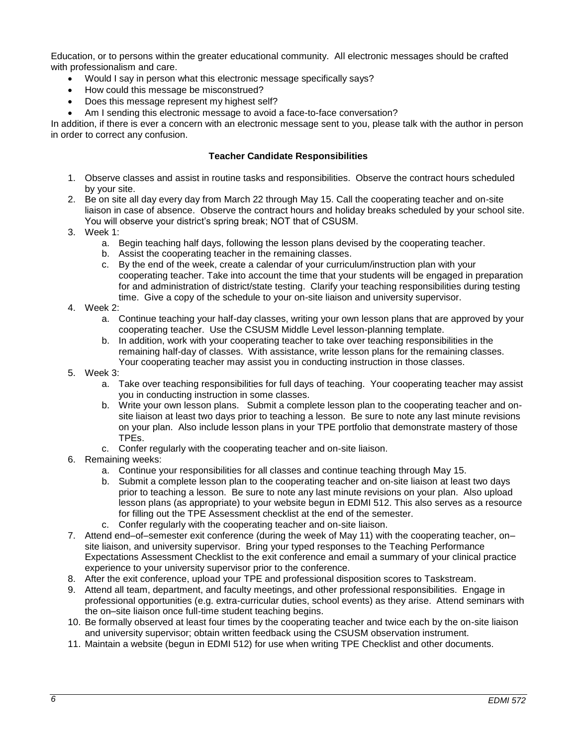Education, or to persons within the greater educational community. All electronic messages should be crafted with professionalism and care.

- Would I say in person what this electronic message specifically says?
- How could this message be misconstrued?
- Does this message represent my highest self?
- Am I sending this electronic message to avoid a face-to-face conversation?

In addition, if there is ever a concern with an electronic message sent to you, please talk with the author in person in order to correct any confusion.

**Teacher Candidate Responsibilities**

1. Observe classes and assist in routine tasks and responsibilities. Observe the contract hours scheduled by your site.
2. Be on site all day every day from March 22 through May 15. Call the cooperating teacher and on-site liaison in case of absence. Observe the contract hours and holiday breaks scheduled by your school site. You will observe your district's spring break; NOT that of CSUSM.
3. Week 1:
   a. Begin teaching half days, following the lesson plans devised by the cooperating teacher.
   b. Assist the cooperating teacher in the remaining classes.
   c. By the end of the week, create a calendar of your curriculum/instruction plan with your cooperating teacher. Take into account the time that your students will be engaged in preparation for and administration of district/state testing. Clarify your teaching responsibilities during testing time. Give a copy of the schedule to your on-site liaison and university supervisor.
4. Week 2:
   a. Continue teaching your half-day classes, writing your own lesson plans that are approved by your cooperating teacher. Use the CSUSM Middle Level lesson-planning template.
   b. In addition, work with your cooperating teacher to take over teaching responsibilities in the remaining half-day of classes. With assistance, write lesson plans for the remaining classes. Your cooperating teacher may assist you in conducting instruction in those classes.
5. Week 3:
   a. Take over teaching responsibilities for full days of teaching. Your cooperating teacher may assist you in conducting instruction in some classes.
   b. Write your own lesson plans. Submit a complete lesson plan to the cooperating teacher and on-site liaison at least two days prior to teaching a lesson. Be sure to note any last minute revisions on your plan. Also include lesson plans in your TPE portfolio that demonstrate mastery of those TPEs.
   c. Confer regularly with the cooperating teacher and on-site liaison.
6. Remaining weeks:
   a. Continue your responsibilities for all classes and continue teaching through May 15.
   b. Submit a complete lesson plan to the cooperating teacher and on-site liaison at least two days prior to teaching a lesson. Be sure to note any last minute revisions on your plan. Also upload lesson plans (as appropriate) to your website begun in EDMI 512. This also serves as a resource for filling out the TPE Assessment checklist at the end of the semester.
   c. Confer regularly with the cooperating teacher and on-site liaison.
7. Attend end–of–semester exit conference (during the week of May 11) with the cooperating teacher, on–site liaison, and university supervisor. Bring your typed responses to the Teaching Performance Expectations Assessment Checklist to the exit conference and email a summary of your clinical practice experience to your university supervisor prior to the conference.
8. After the exit conference, upload your TPE and professional disposition scores to Taskstream.
9. Attend all team, department, and faculty meetings, and other professional responsibilities. Engage in professional opportunities (e.g. extra-curricular duties, school events) as they arise. Attend seminars with the on–site liaison once full-time student teaching begins.
10. Be formally observed at least four times by the cooperating teacher and twice each by the on-site liaison and university supervisor; obtain written feedback using the CSUSM observation instrument.
11. Maintain a website (begun in EDMI 512) for use when writing TPE Checklist and other documents.